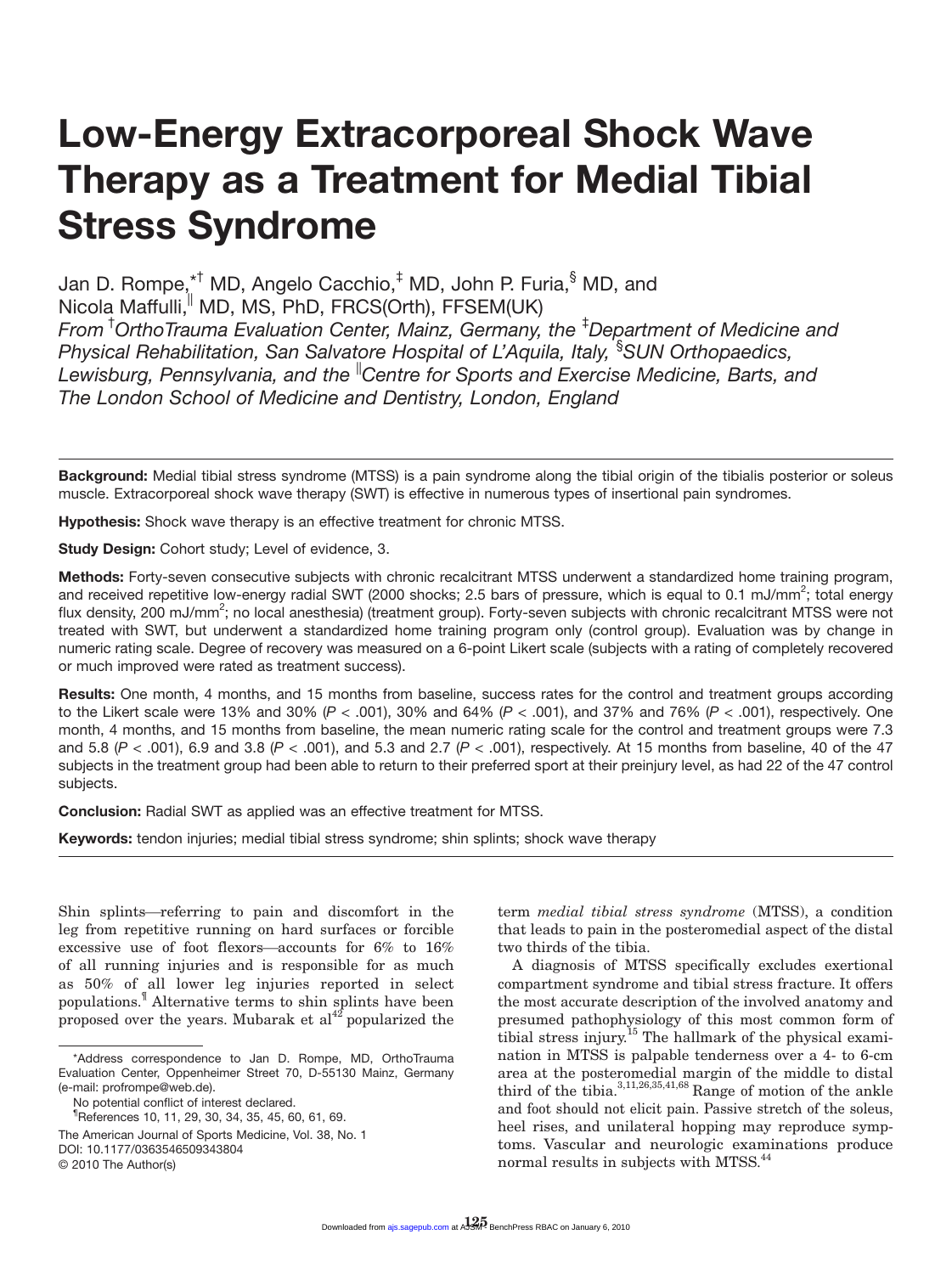# Low-Energy Extracorporeal Shock Wave Therapy as a Treatment for Medial Tibial Stress Syndrome

Jan D. Rompe,[*†] MD, Angelo Cacchio,[‡] MD, John P. Furia,[§] MD, and Nicola Maffulli,[‖] MD, MS, PhD, FRCS(Orth), FFSEM(UK)

*From [†]OrthoTrauma Evaluation Center, Mainz, Germany, the [‡]Department of Medicine and Physical Rehabilitation, San Salvatore Hospital of L'Aquila, Italy, [§]SUN Orthopaedics, Lewisburg, Pennsylvania, and the [‖]Centre for Sports and Exercise Medicine, Barts, and The London School of Medicine and Dentistry, London, England*

**Background:** Medial tibial stress syndrome (MTSS) is a pain syndrome along the tibial origin of the tibialis posterior or soleus muscle. Extracorporeal shock wave therapy (SWT) is effective in numerous types of insertional pain syndromes.

**Hypothesis:** Shock wave therapy is an effective treatment for chronic MTSS.

**Study Design:** Cohort study; Level of evidence, 3.

**Methods:** Forty-seven consecutive subjects with chronic recalcitrant MTSS underwent a standardized home training program, and received repetitive low-energy radial SWT (2000 shocks; 2.5 bars of pressure, which is equal to 0.1 mJ/mm$^2$; total energy flux density, 200 mJ/mm$^2$; no local anesthesia) (treatment group). Forty-seven subjects with chronic recalcitrant MTSS were not treated with SWT, but underwent a standardized home training program only (control group). Evaluation was by change in numeric rating scale. Degree of recovery was measured on a 6-point Likert scale (subjects with a rating of completely recovered or much improved were rated as treatment success).

**Results:** One month, 4 months, and 15 months from baseline, success rates for the control and treatment groups according to the Likert scale were 13% and 30% ($P$ < .001), 30% and 64% ($P$ < .001), and 37% and 76% ($P$ < .001), respectively. One month, 4 months, and 15 months from baseline, the mean numeric rating scale for the control and treatment groups were 7.3 and 5.8 ($P$ < .001), 6.9 and 3.8 ($P$ < .001), and 5.3 and 2.7 ($P$ < .001), respectively. At 15 months from baseline, 40 of the 47 subjects in the treatment group had been able to return to their preferred sport at their preinjury level, as had 22 of the 47 control subjects.

**Conclusion:** Radial SWT as applied was an effective treatment for MTSS.

**Keywords:** tendon injuries; medial tibial stress syndrome; shin splints; shock wave therapy

Shin splints—referring to pain and discomfort in the leg from repetitive running on hard surfaces or forcible excessive use of foot flexors—accounts for 6% to 16% of all running injuries and is responsible for as much as 50% of all lower leg injuries reported in select populations.[¶] Alternative terms to shin splints have been proposed over the years. Mubarak et al[42] popularized the term *medial tibial stress syndrome* (MTSS), a condition that leads to pain in the posteromedial aspect of the distal two thirds of the tibia.

A diagnosis of MTSS specifically excludes exertional compartment syndrome and tibial stress fracture. It offers the most accurate description of the involved anatomy and presumed pathophysiology of this most common form of tibial stress injury.[15] The hallmark of the physical examination in MTSS is palpable tenderness over a 4- to 6-cm area at the posteromedial margin of the middle to distal third of the tibia.[3,11,26,35,41,68] Range of motion of the ankle and foot should not elicit pain. Passive stretch of the soleus, heel rises, and unilateral hopping may reproduce symptoms. Vascular and neurologic examinations produce normal results in subjects with MTSS.[44]

*Address correspondence to Jan D. Rompe, MD, OrthoTrauma Evaluation Center, Oppenheimer Street 70, D-55130 Mainz, Germany (e-mail: profrompe@web.de).

No potential conflict of interest declared.

¶References 10, 11, 29, 30, 34, 35, 45, 60, 61, 69.

The American Journal of Sports Medicine, Vol. 38, No. 1
DOI: 10.1177/0363546509343804
© 2010 The Author(s)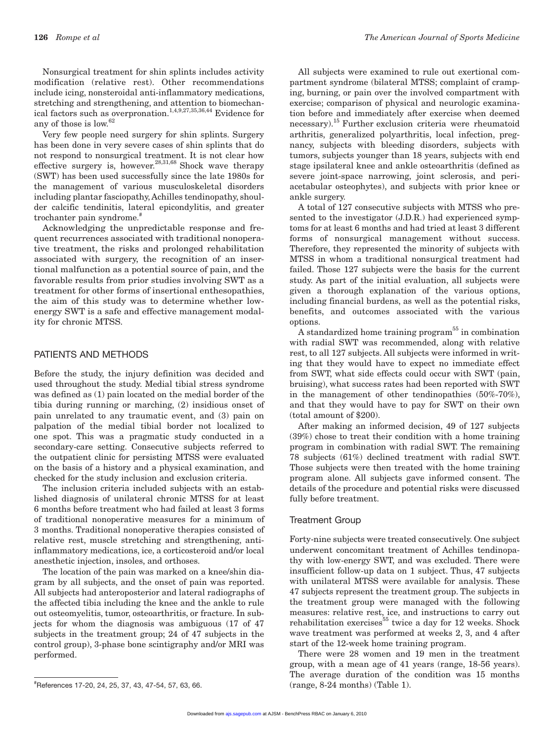Nonsurgical treatment for shin splints includes activity modification (relative rest). Other recommendations include icing, nonsteroidal anti-inflammatory medications, stretching and strengthening, and attention to biomechanical factors such as overpronation.[1,4,9,27,35,36,44] Evidence for any of those is low.[62]

Very few people need surgery for shin splints. Surgery has been done in very severe cases of shin splints that do not respond to nonsurgical treatment. It is not clear how effective surgery is, however.[28,31,68] Shock wave therapy (SWT) has been used successfully since the late 1980s for the management of various musculoskeletal disorders including plantar fasciopathy, Achilles tendinopathy, shoulder calcific tendinitis, lateral epicondylitis, and greater trochanter pain syndrome.[#]

Acknowledging the unpredictable response and frequent recurrences associated with traditional nonoperative treatment, the risks and prolonged rehabilitation associated with surgery, the recognition of an insertional malfunction as a potential source of pain, and the favorable results from prior studies involving SWT as a treatment for other forms of insertional enthesopathies, the aim of this study was to determine whether low-energy SWT is a safe and effective management modality for chronic MTSS.

## PATIENTS AND METHODS

Before the study, the injury definition was decided and used throughout the study. Medial tibial stress syndrome was defined as (1) pain located on the medial border of the tibia during running or marching, (2) insidious onset of pain unrelated to any traumatic event, and (3) pain on palpation of the medial tibial border not localized to one spot. This was a pragmatic study conducted in a secondary-care setting. Consecutive subjects referred to the outpatient clinic for persisting MTSS were evaluated on the basis of a history and a physical examination, and checked for the study inclusion and exclusion criteria.

The inclusion criteria included subjects with an established diagnosis of unilateral chronic MTSS for at least 6 months before treatment who had failed at least 3 forms of traditional nonoperative measures for a minimum of 3 months. Traditional nonoperative therapies consisted of relative rest, muscle stretching and strengthening, anti-inflammatory medications, ice, a corticosteroid and/or local anesthetic injection, insoles, and orthoses.

The location of the pain was marked on a knee/shin diagram by all subjects, and the onset of pain was reported. All subjects had anteroposterior and lateral radiographs of the affected tibia including the knee and the ankle to rule out osteomyelitis, tumor, osteoarthritis, or fracture. In subjects for whom the diagnosis was ambiguous (17 of 47 subjects in the treatment group; 24 of 47 subjects in the control group), 3-phase bone scintigraphy and/or MRI was performed.

All subjects were examined to rule out exertional compartment syndrome (bilateral MTSS; complaint of cramping, burning, or pain over the involved compartment with exercise; comparison of physical and neurologic examination before and immediately after exercise when deemed necessary).[15] Further exclusion criteria were rheumatoid arthritis, generalized polyarthritis, local infection, pregnancy, subjects with bleeding disorders, subjects with tumors, subjects younger than 18 years, subjects with end stage ipsilateral knee and ankle osteoarthritis (defined as severe joint-space narrowing, joint sclerosis, and periacetabular osteophytes), and subjects with prior knee or ankle surgery.

A total of 127 consecutive subjects with MTSS who presented to the investigator (J.D.R.) had experienced symptoms for at least 6 months and had tried at least 3 different forms of nonsurgical management without success. Therefore, they represented the minority of subjects with MTSS in whom a traditional nonsurgical treatment had failed. Those 127 subjects were the basis for the current study. As part of the initial evaluation, all subjects were given a thorough explanation of the various options, including financial burdens, as well as the potential risks, benefits, and outcomes associated with the various options.

A standardized home training program[55] in combination with radial SWT was recommended, along with relative rest, to all 127 subjects. All subjects were informed in writing that they would have to expect no immediate effect from SWT, what side effects could occur with SWT (pain, bruising), what success rates had been reported with SWT in the management of other tendinopathies (50%-70%), and that they would have to pay for SWT on their own (total amount of $200).

After making an informed decision, 49 of 127 subjects (39%) chose to treat their condition with a home training program in combination with radial SWT. The remaining 78 subjects (61%) declined treatment with radial SWT. Those subjects were then treated with the home training program alone. All subjects gave informed consent. The details of the procedure and potential risks were discussed fully before treatment.

### Treatment Group

Forty-nine subjects were treated consecutively. One subject underwent concomitant treatment of Achilles tendinopathy with low-energy SWT, and was excluded. There were insufficient follow-up data on 1 subject. Thus, 47 subjects with unilateral MTSS were available for analysis. These 47 subjects represent the treatment group. The subjects in the treatment group were managed with the following measures: relative rest, ice, and instructions to carry out rehabilitation exercises[55] twice a day for 12 weeks. Shock wave treatment was performed at weeks 2, 3, and 4 after start of the 12-week home training program.

There were 28 women and 19 men in the treatment group, with a mean age of 41 years (range, 18-56 years). The average duration of the condition was 15 months (range, 8-24 months) (Table 1).

[#]References 17-20, 24, 25, 37, 43, 47-54, 57, 63, 66.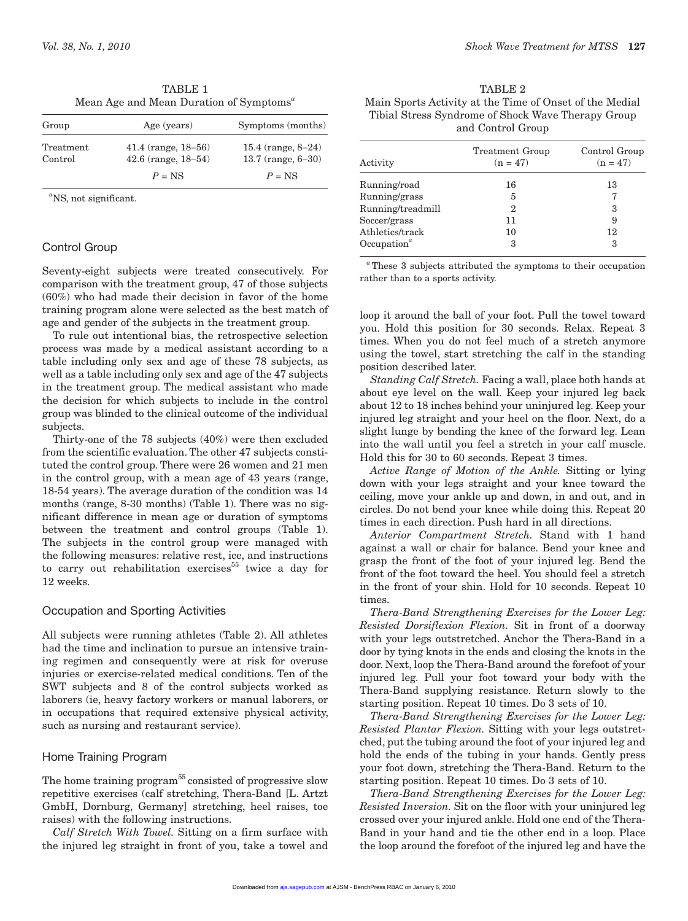TABLE 1
Mean Age and Mean Duration of Symptoms[a]

| Group | Age (years) | Symptoms (months) |
|---|---|---|
| Treatment | 41.4 (range, 18–56) | 15.4 (range, 8–24) |
| Control | 42.6 (range, 18–54) | 13.7 (range, 6–30) |
| | $P$ = NS | $P$ = NS |

[a]NS, not significant.

## Control Group

Seventy-eight subjects were treated consecutively. For comparison with the treatment group, 47 of those subjects (60%) who had made their decision in favor of the home training program alone were selected as the best match of age and gender of the subjects in the treatment group.

To rule out intentional bias, the retrospective selection process was made by a medical assistant according to a table including only sex and age of these 78 subjects, as well as a table including only sex and age of the 47 subjects in the treatment group. The medical assistant who made the decision for which subjects to include in the control group was blinded to the clinical outcome of the individual subjects.

Thirty-one of the 78 subjects (40%) were then excluded from the scientific evaluation. The other 47 subjects constituted the control group. There were 26 women and 21 men in the control group, with a mean age of 43 years (range, 18-54 years). The average duration of the condition was 14 months (range, 8-30 months) (Table 1). There was no significant difference in mean age or duration of symptoms between the treatment and control groups (Table 1). The subjects in the control group were managed with the following measures: relative rest, ice, and instructions to carry out rehabilitation exercises[55] twice a day for 12 weeks.

## Occupation and Sporting Activities

All subjects were running athletes (Table 2). All athletes had the time and inclination to pursue an intensive training regimen and consequently were at risk for overuse injuries or exercise-related medical conditions. Ten of the SWT subjects and 8 of the control subjects worked as laborers (ie, heavy factory workers or manual laborers, or in occupations that required extensive physical activity, such as nursing and restaurant service).

## Home Training Program

The home training program[55] consisted of progressive slow repetitive exercises (calf stretching, Thera-Band [L. Artzt GmbH, Dornburg, Germany] stretching, heel raises, toe raises) with the following instructions.

*Calf Stretch With Towel.* Sitting on a firm surface with the injured leg straight in front of you, take a towel and loop it around the ball of your foot. Pull the towel toward you. Hold this position for 30 seconds. Relax. Repeat 3 times. When you do not feel much of a stretch anymore using the towel, start stretching the calf in the standing position described later.

*Standing Calf Stretch.* Facing a wall, place both hands at about eye level on the wall. Keep your injured leg back about 12 to 18 inches behind your uninjured leg. Keep your injured leg straight and your heel on the floor. Next, do a slight lunge by bending the knee of the forward leg. Lean into the wall until you feel a stretch in your calf muscle. Hold this for 30 to 60 seconds. Repeat 3 times.

*Active Range of Motion of the Ankle.* Sitting or lying down with your legs straight and your knee toward the ceiling, move your ankle up and down, in and out, and in circles. Do not bend your knee while doing this. Repeat 20 times in each direction. Push hard in all directions.

*Anterior Compartment Stretch.* Stand with 1 hand against a wall or chair for balance. Bend your knee and grasp the front of the foot of your injured leg. Bend the front of the foot toward the heel. You should feel a stretch in the front of your shin. Hold for 10 seconds. Repeat 10 times.

*Thera-Band Strengthening Exercises for the Lower Leg: Resisted Dorsiflexion Flexion.* Sit in front of a doorway with your legs outstretched. Anchor the Thera-Band in a door by tying knots in the ends and closing the knots in the door. Next, loop the Thera-Band around the forefoot of your injured leg. Pull your foot toward your body with the Thera-Band supplying resistance. Return slowly to the starting position. Repeat 10 times. Do 3 sets of 10.

*Thera-Band Strengthening Exercises for the Lower Leg: Resisted Plantar Flexion.* Sitting with your legs outstretched, put the tubing around the foot of your injured leg and hold the ends of the tubing in your hands. Gently press your foot down, stretching the Thera-Band. Return to the starting position. Repeat 10 times. Do 3 sets of 10.

*Thera-Band Strengthening Exercises for the Lower Leg: Resisted Inversion.* Sit on the floor with your uninjured leg crossed over your injured ankle. Hold one end of the Thera-Band in your hand and tie the other end in a loop. Place the loop around the forefoot of the injured leg and have the

TABLE 2
Main Sports Activity at the Time of Onset of the Medial Tibial Stress Syndrome of Shock Wave Therapy Group and Control Group

| Activity | Treatment Group (n = 47) | Control Group (n = 47) |
|---|---|---|
| Running/road | 16 | 13 |
| Running/grass | 5 | 7 |
| Running/treadmill | 2 | 3 |
| Soccer/grass | 11 | 9 |
| Athletics/track | 10 | 12 |
| Occupation[a] | 3 | 3 |

[a]These 3 subjects attributed the symptoms to their occupation rather than to a sports activity.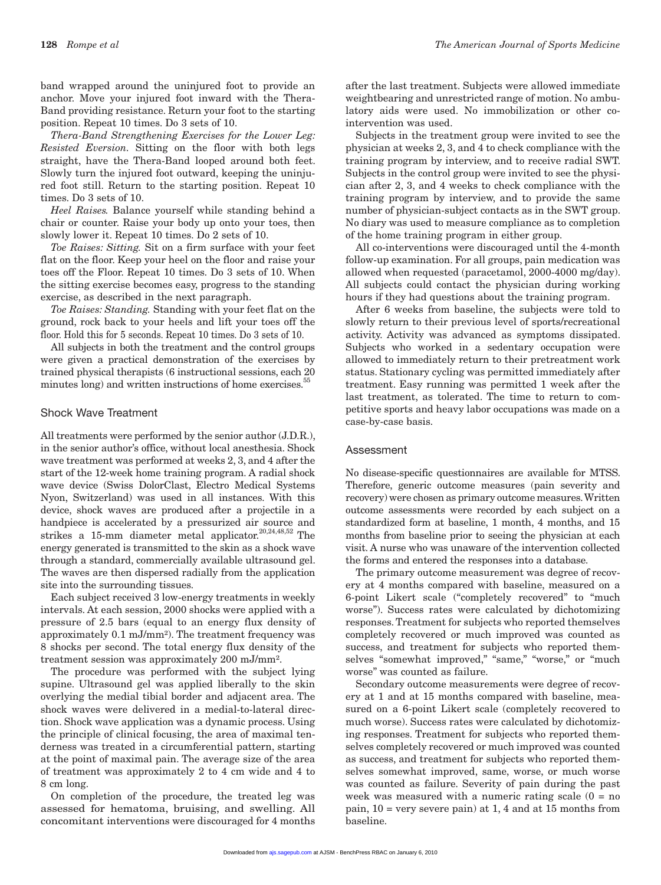band wrapped around the uninjured foot to provide an anchor. Move your injured foot inward with the Thera-Band providing resistance. Return your foot to the starting position. Repeat 10 times. Do 3 sets of 10.

*Thera-Band Strengthening Exercises for the Lower Leg: Resisted Eversion*. Sitting on the floor with both legs straight, have the Thera-Band looped around both feet. Slowly turn the injured foot outward, keeping the uninjured foot still. Return to the starting position. Repeat 10 times. Do 3 sets of 10.

*Heel Raises.* Balance yourself while standing behind a chair or counter. Raise your body up onto your toes, then slowly lower it. Repeat 10 times. Do 2 sets of 10.

*Toe Raises: Sitting.* Sit on a firm surface with your feet flat on the floor. Keep your heel on the floor and raise your toes off the Floor. Repeat 10 times. Do 3 sets of 10. When the sitting exercise becomes easy, progress to the standing exercise, as described in the next paragraph.

*Toe Raises: Standing.* Standing with your feet flat on the ground, rock back to your heels and lift your toes off the floor. Hold this for 5 seconds. Repeat 10 times. Do 3 sets of 10.

All subjects in both the treatment and the control groups were given a practical demonstration of the exercises by trained physical therapists (6 instructional sessions, each 20 minutes long) and written instructions of home exercises.[55]

## Shock Wave Treatment

All treatments were performed by the senior author (J.D.R.), in the senior author's office, without local anesthesia. Shock wave treatment was performed at weeks 2, 3, and 4 after the start of the 12-week home training program. A radial shock wave device (Swiss DolorClast, Electro Medical Systems Nyon, Switzerland) was used in all instances. With this device, shock waves are produced after a projectile in a handpiece is accelerated by a pressurized air source and strikes a 15-mm diameter metal applicator.[20,24,48,52] The energy generated is transmitted to the skin as a shock wave through a standard, commercially available ultrasound gel. The waves are then dispersed radially from the application site into the surrounding tissues.

Each subject received 3 low-energy treatments in weekly intervals. At each session, 2000 shocks were applied with a pressure of 2.5 bars (equal to an energy flux density of approximately 0.1 mJ/mm$^2$). The treatment frequency was 8 shocks per second. The total energy flux density of the treatment session was approximately 200 mJ/mm$^2$.

The procedure was performed with the subject lying supine. Ultrasound gel was applied liberally to the skin overlying the medial tibial border and adjacent area. The shock waves were delivered in a medial-to-lateral direction. Shock wave application was a dynamic process. Using the principle of clinical focusing, the area of maximal tenderness was treated in a circumferential pattern, starting at the point of maximal pain. The average size of the area of treatment was approximately 2 to 4 cm wide and 4 to 8 cm long.

On completion of the procedure, the treated leg was assessed for hematoma, bruising, and swelling. All concomitant interventions were discouraged for 4 months after the last treatment. Subjects were allowed immediate weightbearing and unrestricted range of motion. No ambulatory aids were used. No immobilization or other co-intervention was used.

Subjects in the treatment group were invited to see the physician at weeks 2, 3, and 4 to check compliance with the training program by interview, and to receive radial SWT. Subjects in the control group were invited to see the physician after 2, 3, and 4 weeks to check compliance with the training program by interview, and to provide the same number of physician-subject contacts as in the SWT group. No diary was used to measure compliance as to completion of the home training program in either group.

All co-interventions were discouraged until the 4-month follow-up examination. For all groups, pain medication was allowed when requested (paracetamol, 2000-4000 mg/day). All subjects could contact the physician during working hours if they had questions about the training program.

After 6 weeks from baseline, the subjects were told to slowly return to their previous level of sports/recreational activity. Activity was advanced as symptoms dissipated. Subjects who worked in a sedentary occupation were allowed to immediately return to their pretreatment work status. Stationary cycling was permitted immediately after treatment. Easy running was permitted 1 week after the last treatment, as tolerated. The time to return to competitive sports and heavy labor occupations was made on a case-by-case basis.

## Assessment

No disease-specific questionnaires are available for MTSS. Therefore, generic outcome measures (pain severity and recovery) were chosen as primary outcome measures. Written outcome assessments were recorded by each subject on a standardized form at baseline, 1 month, 4 months, and 15 months from baseline prior to seeing the physician at each visit. A nurse who was unaware of the intervention collected the forms and entered the responses into a database.

The primary outcome measurement was degree of recovery at 4 months compared with baseline, measured on a 6-point Likert scale ("completely recovered" to "much worse"). Success rates were calculated by dichotomizing responses. Treatment for subjects who reported themselves completely recovered or much improved was counted as success, and treatment for subjects who reported themselves "somewhat improved," "same," "worse," or "much worse" was counted as failure.

Secondary outcome measurements were degree of recovery at 1 and at 15 months compared with baseline, measured on a 6-point Likert scale (completely recovered to much worse). Success rates were calculated by dichotomizing responses. Treatment for subjects who reported themselves completely recovered or much improved was counted as success, and treatment for subjects who reported themselves somewhat improved, same, worse, or much worse was counted as failure. Severity of pain during the past week was measured with a numeric rating scale (0 = no pain, 10 = very severe pain) at 1, 4 and at 15 months from baseline.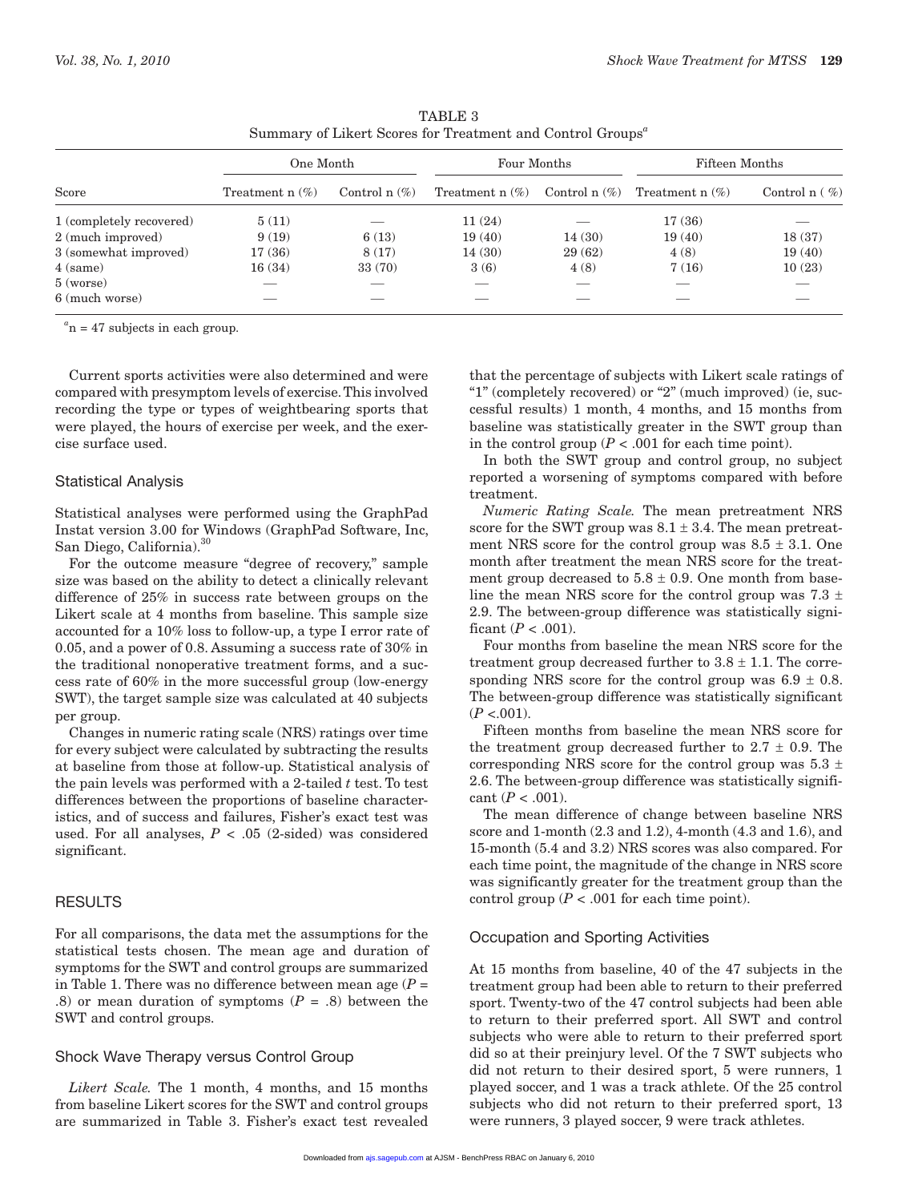TABLE 3
Summary of Likert Scores for Treatment and Control Groups[a]

| Score | One Month | | Four Months | | Fifteen Months | |
|---|---|---|---|---|---|---|
| | Treatment n (%) | Control n (%) | Treatment n (%) | Control n (%) | Treatment n (%) | Control n ( %) |
| 1 (completely recovered) | 5 (11) | — | 11 (24) | — | 17 (36) | — |
| 2 (much improved) | 9 (19) | 6 (13) | 19 (40) | 14 (30) | 19 (40) | 18 (37) |
| 3 (somewhat improved) | 17 (36) | 8 (17) | 14 (30) | 29 (62) | 4 (8) | 19 (40) |
| 4 (same) | 16 (34) | 33 (70) | 3 (6) | 4 (8) | 7 (16) | 10 (23) |
| 5 (worse) | — | — | — | — | — | — |
| 6 (much worse) | — | — | — | — | — | — |

[a]n = 47 subjects in each group.

Current sports activities were also determined and were compared with presymptom levels of exercise. This involved recording the type or types of weightbearing sports that were played, the hours of exercise per week, and the exercise surface used.

### Statistical Analysis

Statistical analyses were performed using the GraphPad Instat version 3.00 for Windows (GraphPad Software, Inc, San Diego, California).[30]

For the outcome measure "degree of recovery," sample size was based on the ability to detect a clinically relevant difference of 25% in success rate between groups on the Likert scale at 4 months from baseline. This sample size accounted for a 10% loss to follow-up, a type I error rate of 0.05, and a power of 0.8. Assuming a success rate of 30% in the traditional nonoperative treatment forms, and a success rate of 60% in the more successful group (low-energy SWT), the target sample size was calculated at 40 subjects per group.

Changes in numeric rating scale (NRS) ratings over time for every subject were calculated by subtracting the results at baseline from those at follow-up. Statistical analysis of the pain levels was performed with a 2-tailed *t* test. To test differences between the proportions of baseline characteristics, and of success and failures, Fisher's exact test was used. For all analyses, $P < .05$ (2-sided) was considered significant.

## RESULTS

For all comparisons, the data met the assumptions for the statistical tests chosen. The mean age and duration of symptoms for the SWT and control groups are summarized in Table 1. There was no difference between mean age ($P = .8$) or mean duration of symptoms ($P = .8$) between the SWT and control groups.

### Shock Wave Therapy versus Control Group

*Likert Scale.* The 1 month, 4 months, and 15 months from baseline Likert scores for the SWT and control groups are summarized in Table 3. Fisher's exact test revealed that the percentage of subjects with Likert scale ratings of "1" (completely recovered) or "2" (much improved) (ie, successful results) 1 month, 4 months, and 15 months from baseline was statistically greater in the SWT group than in the control group ($P < .001$ for each time point).

In both the SWT group and control group, no subject reported a worsening of symptoms compared with before treatment.

*Numeric Rating Scale.* The mean pretreatment NRS score for the SWT group was $8.1 \pm 3.4$. The mean pretreatment NRS score for the control group was $8.5 \pm 3.1$. One month after treatment the mean NRS score for the treatment group decreased to $5.8 \pm 0.9$. One month from baseline the mean NRS score for the control group was $7.3 \pm 2.9$. The between-group difference was statistically significant ($P < .001$).

Four months from baseline the mean NRS score for the treatment group decreased further to $3.8 \pm 1.1$. The corresponding NRS score for the control group was $6.9 \pm 0.8$. The between-group difference was statistically significant ($P < .001$).

Fifteen months from baseline the mean NRS score for the treatment group decreased further to $2.7 \pm 0.9$. The corresponding NRS score for the control group was $5.3 \pm 2.6$. The between-group difference was statistically significant ($P < .001$).

The mean difference of change between baseline NRS score and 1-month (2.3 and 1.2), 4-month (4.3 and 1.6), and 15-month (5.4 and 3.2) NRS scores was also compared. For each time point, the magnitude of the change in NRS score was significantly greater for the treatment group than the control group ($P < .001$ for each time point).

### Occupation and Sporting Activities

At 15 months from baseline, 40 of the 47 subjects in the treatment group had been able to return to their preferred sport. Twenty-two of the 47 control subjects had been able to return to their preferred sport. All SWT and control subjects who were able to return to their preferred sport did so at their preinjury level. Of the 7 SWT subjects who did not return to their desired sport, 5 were runners, 1 played soccer, and 1 was a track athlete. Of the 25 control subjects who did not return to their preferred sport, 13 were runners, 3 played soccer, 9 were track athletes.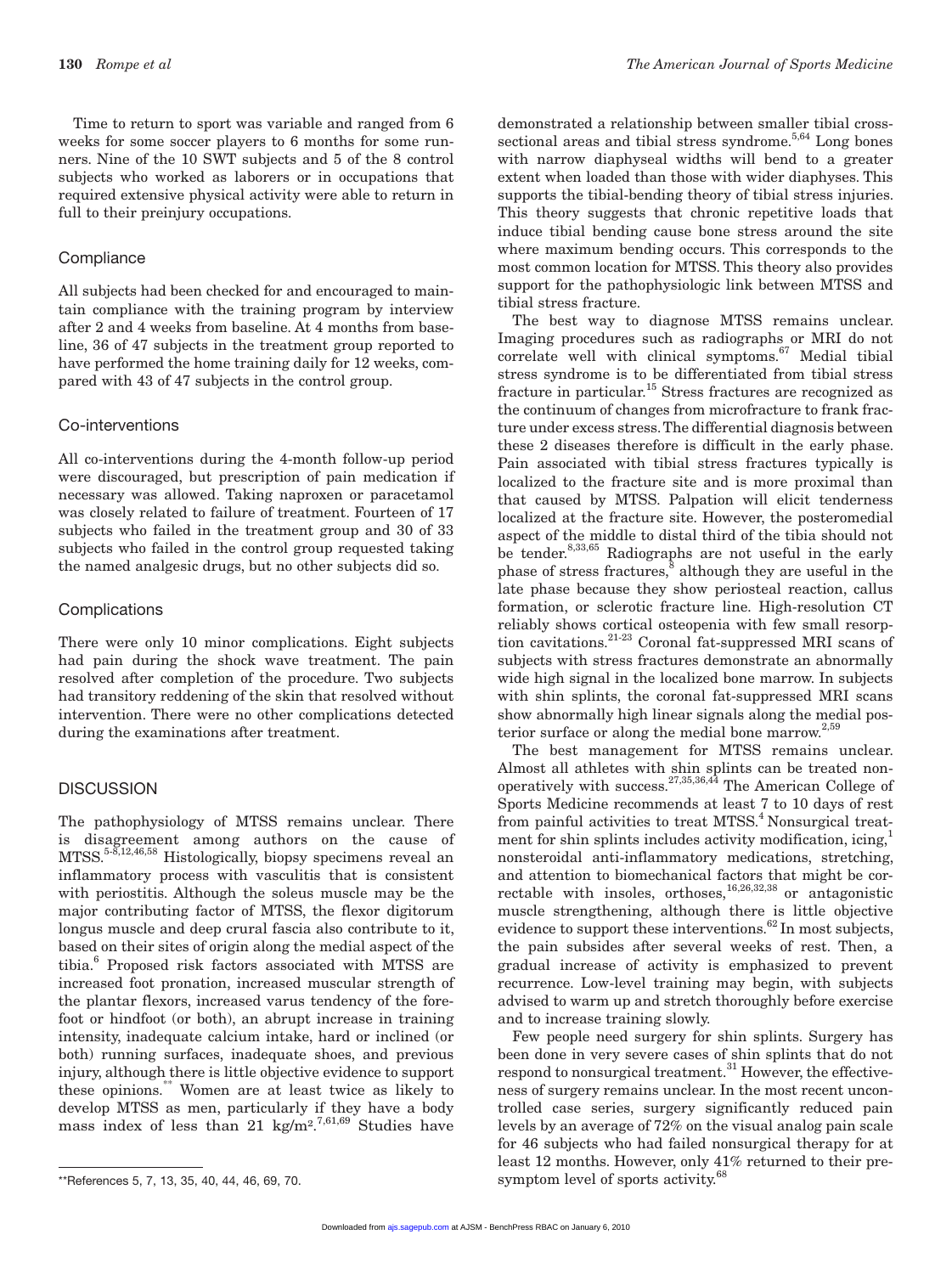Time to return to sport was variable and ranged from 6 weeks for some soccer players to 6 months for some runners. Nine of the 10 SWT subjects and 5 of the 8 control subjects who worked as laborers or in occupations that required extensive physical activity were able to return in full to their preinjury occupations.

### Compliance

All subjects had been checked for and encouraged to maintain compliance with the training program by interview after 2 and 4 weeks from baseline. At 4 months from baseline, 36 of 47 subjects in the treatment group reported to have performed the home training daily for 12 weeks, compared with 43 of 47 subjects in the control group.

### Co-interventions

All co-interventions during the 4-month follow-up period were discouraged, but prescription of pain medication if necessary was allowed. Taking naproxen or paracetamol was closely related to failure of treatment. Fourteen of 17 subjects who failed in the treatment group and 30 of 33 subjects who failed in the control group requested taking the named analgesic drugs, but no other subjects did so.

### Complications

There were only 10 minor complications. Eight subjects had pain during the shock wave treatment. The pain resolved after completion of the procedure. Two subjects had transitory reddening of the skin that resolved without intervention. There were no other complications detected during the examinations after treatment.

## DISCUSSION

The pathophysiology of MTSS remains unclear. There is disagreement among authors on the cause of MTSS.[5-8,12,46,58] Histologically, biopsy specimens reveal an inflammatory process with vasculitis that is consistent with periostitis. Although the soleus muscle may be the major contributing factor of MTSS, the flexor digitorum longus muscle and deep crural fascia also contribute to it, based on their sites of origin along the medial aspect of the tibia.[6] Proposed risk factors associated with MTSS are increased foot pronation, increased muscular strength of the plantar flexors, increased varus tendency of the forefoot or hindfoot (or both), an abrupt increase in training intensity, inadequate calcium intake, hard or inclined (or both) running surfaces, inadequate shoes, and previous injury, although there is little objective evidence to support these opinions.[**] Women are at least twice as likely to develop MTSS as men, particularly if they have a body mass index of less than 21 kg/m$^2$.[7,61,69] Studies have demonstrated a relationship between smaller tibial cross-sectional areas and tibial stress syndrome.[5,64] Long bones with narrow diaphyseal widths will bend to a greater extent when loaded than those with wider diaphyses. This supports the tibial-bending theory of tibial stress injuries. This theory suggests that chronic repetitive loads that induce tibial bending cause bone stress around the site where maximum bending occurs. This corresponds to the most common location for MTSS. This theory also provides support for the pathophysiologic link between MTSS and tibial stress fracture.

The best way to diagnose MTSS remains unclear. Imaging procedures such as radiographs or MRI do not correlate well with clinical symptoms.[67] Medial tibial stress syndrome is to be differentiated from tibial stress fracture in particular.[15] Stress fractures are recognized as the continuum of changes from microfracture to frank fracture under excess stress. The differential diagnosis between these 2 diseases therefore is difficult in the early phase. Pain associated with tibial stress fractures typically is localized to the fracture site and is more proximal than that caused by MTSS. Palpation will elicit tenderness localized at the fracture site. However, the posteromedial aspect of the middle to distal third of the tibia should not be tender.[8,33,65] Radiographs are not useful in the early phase of stress fractures,[8] although they are useful in the late phase because they show periosteal reaction, callus formation, or sclerotic fracture line. High-resolution CT reliably shows cortical osteopenia with few small resorption cavitations.[21-23] Coronal fat-suppressed MRI scans of subjects with stress fractures demonstrate an abnormally wide high signal in the localized bone marrow. In subjects with shin splints, the coronal fat-suppressed MRI scans show abnormally high linear signals along the medial posterior surface or along the medial bone marrow.[2,59]

The best management for MTSS remains unclear. Almost all athletes with shin splints can be treated nonoperatively with success.[27,35,36,44] The American College of Sports Medicine recommends at least 7 to 10 days of rest from painful activities to treat MTSS.[4] Nonsurgical treatment for shin splints includes activity modification, icing,[1] nonsteroidal anti-inflammatory medications, stretching, and attention to biomechanical factors that might be correctable with insoles, orthoses,[16,26,32,38] or antagonistic muscle strengthening, although there is little objective evidence to support these interventions.[62] In most subjects, the pain subsides after several weeks of rest. Then, a gradual increase of activity is emphasized to prevent recurrence. Low-level training may begin, with subjects advised to warm up and stretch thoroughly before exercise and to increase training slowly.

Few people need surgery for shin splints. Surgery has been done in very severe cases of shin splints that do not respond to nonsurgical treatment.[31] However, the effectiveness of surgery remains unclear. In the most recent uncontrolled case series, surgery significantly reduced pain levels by an average of 72% on the visual analog pain scale for 46 subjects who had failed nonsurgical therapy for at least 12 months. However, only 41% returned to their presymptom level of sports activity.[68]

**References 5, 7, 13, 35, 40, 44, 46, 69, 70.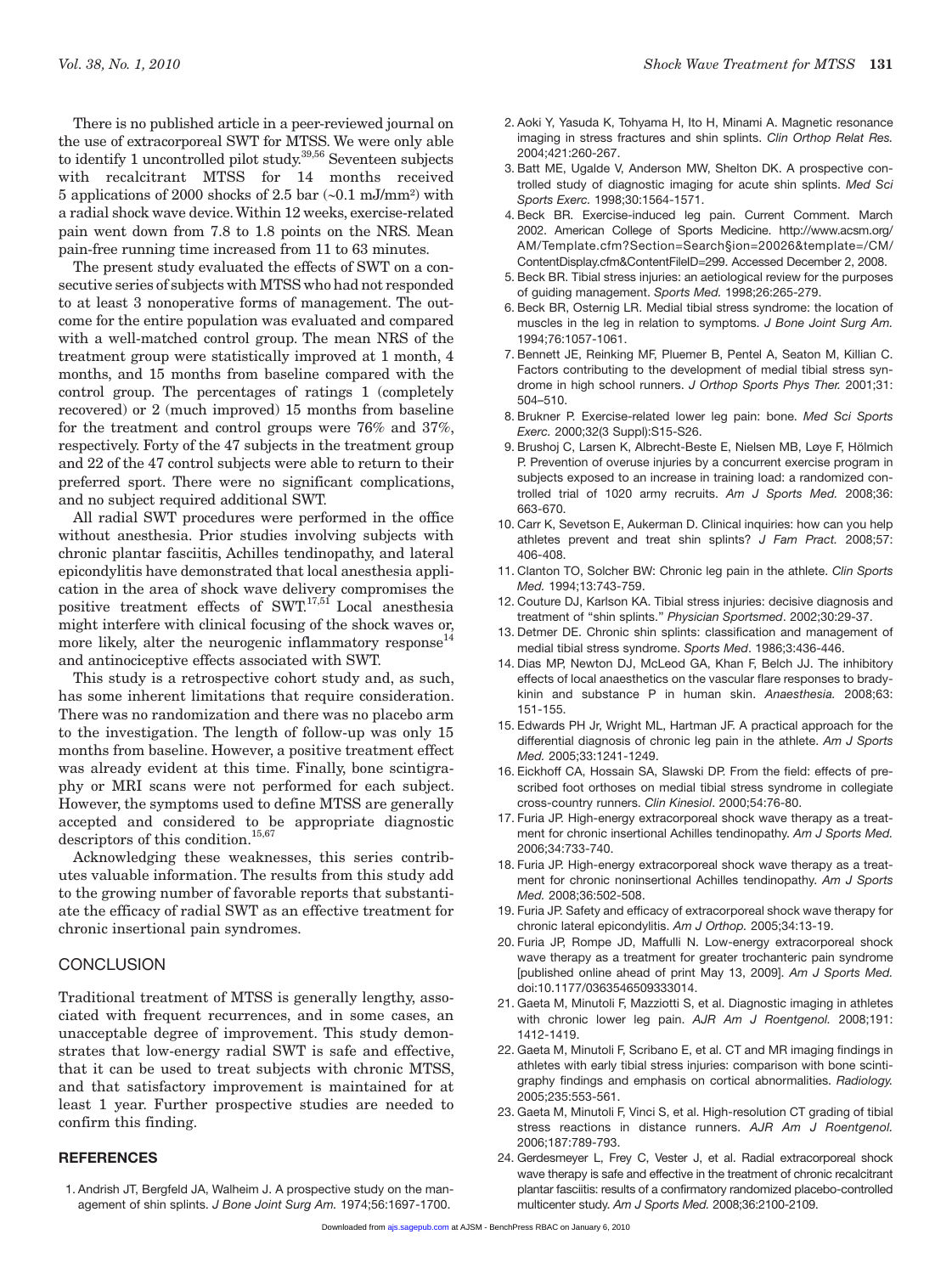There is no published article in a peer-reviewed journal on the use of extracorporeal SWT for MTSS. We were only able to identify 1 uncontrolled pilot study.[39,56] Seventeen subjects with recalcitrant MTSS for 14 months received 5 applications of 2000 shocks of 2.5 bar (~0.1 mJ/mm$^2$) with a radial shock wave device. Within 12 weeks, exercise-related pain went down from 7.8 to 1.8 points on the NRS. Mean pain-free running time increased from 11 to 63 minutes.

The present study evaluated the effects of SWT on a consecutive series of subjects with MTSS who had not responded to at least 3 nonoperative forms of management. The outcome for the entire population was evaluated and compared with a well-matched control group. The mean NRS of the treatment group were statistically improved at 1 month, 4 months, and 15 months from baseline compared with the control group. The percentages of ratings 1 (completely recovered) or 2 (much improved) 15 months from baseline for the treatment and control groups were 76% and 37%, respectively. Forty of the 47 subjects in the treatment group and 22 of the 47 control subjects were able to return to their preferred sport. There were no significant complications, and no subject required additional SWT.

All radial SWT procedures were performed in the office without anesthesia. Prior studies involving subjects with chronic plantar fasciitis, Achilles tendinopathy, and lateral epicondylitis have demonstrated that local anesthesia application in the area of shock wave delivery compromises the positive treatment effects of SWT.[17,51] Local anesthesia might interfere with clinical focusing of the shock waves or, more likely, alter the neurogenic inflammatory response[14] and antinociceptive effects associated with SWT.

This study is a retrospective cohort study and, as such, has some inherent limitations that require consideration. There was no randomization and there was no placebo arm to the investigation. The length of follow-up was only 15 months from baseline. However, a positive treatment effect was already evident at this time. Finally, bone scintigraphy or MRI scans were not performed for each subject. However, the symptoms used to define MTSS are generally accepted and considered to be appropriate diagnostic descriptors of this condition.[15,67]

Acknowledging these weaknesses, this series contributes valuable information. The results from this study add to the growing number of favorable reports that substantiate the efficacy of radial SWT as an effective treatment for chronic insertional pain syndromes.

## CONCLUSION

Traditional treatment of MTSS is generally lengthy, associated with frequent recurrences, and in some cases, an unacceptable degree of improvement. This study demonstrates that low-energy radial SWT is safe and effective, that it can be used to treat subjects with chronic MTSS, and that satisfactory improvement is maintained for at least 1 year. Further prospective studies are needed to confirm this finding.

## REFERENCES

1. Andrish JT, Bergfeld JA, Walheim J. A prospective study on the management of shin splints. *J Bone Joint Surg Am.* 1974;56:1697-1700.
2. Aoki Y, Yasuda K, Tohyama H, Ito H, Minami A. Magnetic resonance imaging in stress fractures and shin splints. *Clin Orthop Relat Res.* 2004;421:260-267.
3. Batt ME, Ugalde V, Anderson MW, Shelton DK. A prospective controlled study of diagnostic imaging for acute shin splints. *Med Sci Sports Exerc.* 1998;30:1564-1571.
4. Beck BR. Exercise-induced leg pain. Current Comment. March 2002. American College of Sports Medicine. http://www.acsm.org/AM/Template.cfm?Section=Search§ion=20026&template=/CM/ContentDisplay.cfm&ContentFileID=299. Accessed December 2, 2008.
5. Beck BR. Tibial stress injuries: an aetiological review for the purposes of guiding management. *Sports Med.* 1998;26:265-279.
6. Beck BR, Osternig LR. Medial tibial stress syndrome: the location of muscles in the leg in relation to symptoms. *J Bone Joint Surg Am.* 1994;76:1057-1061.
7. Bennett JE, Reinking MF, Pluemer B, Pentel A, Seaton M, Killian C. Factors contributing to the development of medial tibial stress syndrome in high school runners. *J Orthop Sports Phys Ther.* 2001;31: 504–510.
8. Brukner P. Exercise-related lower leg pain: bone. *Med Sci Sports Exerc.* 2000;32(3 Suppl):S15-S26.
9. Brushoj C, Larsen K, Albrecht-Beste E, Nielsen MB, Løye F, Hölmich P. Prevention of overuse injuries by a concurrent exercise program in subjects exposed to an increase in training load: a randomized controlled trial of 1020 army recruits. *Am J Sports Med.* 2008;36: 663-670.
10. Carr K, Sevetson E, Aukerman D. Clinical inquiries: how can you help athletes prevent and treat shin splints? *J Fam Pract.* 2008;57: 406-408.
11. Clanton TO, Solcher BW: Chronic leg pain in the athlete. *Clin Sports Med.* 1994;13:743-759.
12. Couture DJ, Karlson KA. Tibial stress injuries: decisive diagnosis and treatment of "shin splints." *Physician Sportsmed*. 2002;30:29-37.
13. Detmer DE. Chronic shin splints: classification and management of medial tibial stress syndrome. *Sports Med*. 1986;3:436-446.
14. Dias MP, Newton DJ, McLeod GA, Khan F, Belch JJ. The inhibitory effects of local anaesthetics on the vascular flare responses to bradykinin and substance P in human skin. *Anaesthesia.* 2008;63: 151-155.
15. Edwards PH Jr, Wright ML, Hartman JF. A practical approach for the differential diagnosis of chronic leg pain in the athlete. *Am J Sports Med.* 2005;33:1241-1249.
16. Eickhoff CA, Hossain SA, Slawski DP. From the field: effects of prescribed foot orthoses on medial tibial stress syndrome in collegiate cross-country runners. *Clin Kinesiol*. 2000;54:76-80.
17. Furia JP. High-energy extracorporeal shock wave therapy as a treatment for chronic insertional Achilles tendinopathy. *Am J Sports Med.* 2006;34:733-740.
18. Furia JP. High-energy extracorporeal shock wave therapy as a treatment for chronic noninsertional Achilles tendinopathy. *Am J Sports Med.* 2008;36:502-508.
19. Furia JP. Safety and efficacy of extracorporeal shock wave therapy for chronic lateral epicondylitis. *Am J Orthop.* 2005;34:13-19.
20. Furia JP, Rompe JD, Maffulli N. Low-energy extracorporeal shock wave therapy as a treatment for greater trochanteric pain syndrome [published online ahead of print May 13, 2009]. *Am J Sports Med.* doi:10.1177/0363546509333014.
21. Gaeta M, Minutoli F, Mazziotti S, et al. Diagnostic imaging in athletes with chronic lower leg pain. *AJR Am J Roentgenol.* 2008;191: 1412-1419.
22. Gaeta M, Minutoli F, Scribano E, et al. CT and MR imaging findings in athletes with early tibial stress injuries: comparison with bone scintigraphy findings and emphasis on cortical abnormalities. *Radiology.* 2005;235:553-561.
23. Gaeta M, Minutoli F, Vinci S, et al. High-resolution CT grading of tibial stress reactions in distance runners. *AJR Am J Roentgenol.* 2006;187:789-793.
24. Gerdesmeyer L, Frey C, Vester J, et al. Radial extracorporeal shock wave therapy is safe and effective in the treatment of chronic recalcitrant plantar fasciitis: results of a confirmatory randomized placebo-controlled multicenter study. *Am J Sports Med.* 2008;36:2100-2109.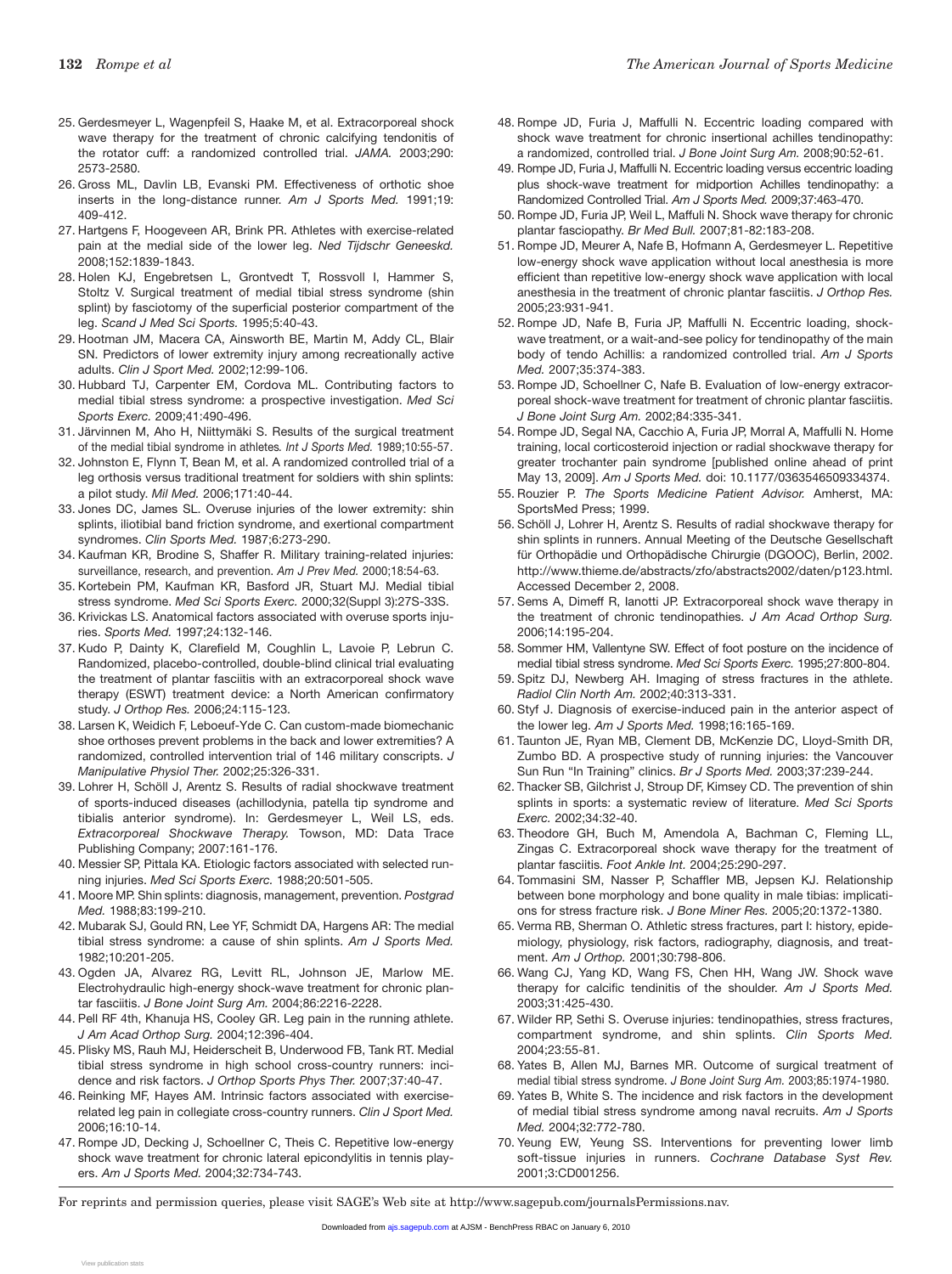25. Gerdesmeyer L, Wagenpfeil S, Haake M, et al. Extracorporeal shock wave therapy for the treatment of chronic calcifying tendonitis of the rotator cuff: a randomized controlled trial. *JAMA.* 2003;290: 2573-2580.
26. Gross ML, Davlin LB, Evanski PM. Effectiveness of orthotic shoe inserts in the long-distance runner. *Am J Sports Med.* 1991;19: 409-412.
27. Hartgens F, Hoogeveen AR, Brink PR. Athletes with exercise-related pain at the medial side of the lower leg. *Ned Tijdschr Geneeskd.* 2008;152:1839-1843.
28. Holen KJ, Engebretsen L, Grontvedt T, Rossvoll I, Hammer S, Stoltz V. Surgical treatment of medial tibial stress syndrome (shin splint) by fasciotomy of the superficial posterior compartment of the leg. *Scand J Med Sci Sports.* 1995;5:40-43.
29. Hootman JM, Macera CA, Ainsworth BE, Martin M, Addy CL, Blair SN. Predictors of lower extremity injury among recreationally active adults. *Clin J Sport Med.* 2002;12:99-106.
30. Hubbard TJ, Carpenter EM, Cordova ML. Contributing factors to medial tibial stress syndrome: a prospective investigation. *Med Sci Sports Exerc.* 2009;41:490-496.
31. Järvinnen M, Aho H, Niittymäki S. Results of the surgical treatment of the medial tibial syndrome in athletes. *Int J Sports Med.* 1989;10:55-57.
32. Johnston E, Flynn T, Bean M, et al. A randomized controlled trial of a leg orthosis versus traditional treatment for soldiers with shin splints: a pilot study. *Mil Med.* 2006;171:40-44.
33. Jones DC, James SL. Overuse injuries of the lower extremity: shin splints, iliotibial band friction syndrome, and exertional compartment syndromes. *Clin Sports Med.* 1987;6:273-290.
34. Kaufman KR, Brodine S, Shaffer R. Military training-related injuries: surveillance, research, and prevention. *Am J Prev Med.* 2000;18:54-63.
35. Kortebein PM, Kaufman KR, Basford JR, Stuart MJ. Medial tibial stress syndrome. *Med Sci Sports Exerc.* 2000;32(Suppl 3):27S-33S.
36. Krivickas LS. Anatomical factors associated with overuse sports injuries. *Sports Med.* 1997;24:132-146.
37. Kudo P, Dainty K, Clarefield M, Coughlin L, Lavoie P, Lebrun C. Randomized, placebo-controlled, double-blind clinical trial evaluating the treatment of plantar fasciitis with an extracorporeal shock wave therapy (ESWT) treatment device: a North American confirmatory study. *J Orthop Res.* 2006;24:115-123.
38. Larsen K, Weidich F, Leboeuf-Yde C. Can custom-made biomechanic shoe orthoses prevent problems in the back and lower extremities? A randomized, controlled intervention trial of 146 military conscripts. *J Manipulative Physiol Ther.* 2002;25:326-331.
39. Lohrer H, Schöll J, Arentz S. Results of radial shockwave treatment of sports-induced diseases (achillodynia, patella tip syndrome and tibialis anterior syndrome). In: Gerdesmeyer L, Weil LS, eds. *Extracorporeal Shockwave Therapy.* Towson, MD: Data Trace Publishing Company; 2007:161-176.
40. Messier SP, Pittala KA. Etiologic factors associated with selected running injuries. *Med Sci Sports Exerc.* 1988;20:501-505.
41. Moore MP. Shin splints: diagnosis, management, prevention. *Postgrad Med.* 1988;83:199-210.
42. Mubarak SJ, Gould RN, Lee YF, Schmidt DA, Hargens AR: The medial tibial stress syndrome: a cause of shin splints. *Am J Sports Med.* 1982;10:201-205.
43. Ogden JA, Alvarez RG, Levitt RL, Johnson JE, Marlow ME. Electrohydraulic high-energy shock-wave treatment for chronic plantar fasciitis. *J Bone Joint Surg Am.* 2004;86:2216-2228.
44. Pell RF 4th, Khanuja HS, Cooley GR. Leg pain in the running athlete. *J Am Acad Orthop Surg.* 2004;12:396-404.
45. Plisky MS, Rauh MJ, Heiderscheit B, Underwood FB, Tank RT. Medial tibial stress syndrome in high school cross-country runners: incidence and risk factors. *J Orthop Sports Phys Ther.* 2007;37:40-47.
46. Reinking MF, Hayes AM. Intrinsic factors associated with exercise-related leg pain in collegiate cross-country runners. *Clin J Sport Med.* 2006;16:10-14.
47. Rompe JD, Decking J, Schoellner C, Theis C. Repetitive low-energy shock wave treatment for chronic lateral epicondylitis in tennis players. *Am J Sports Med.* 2004;32:734-743.
48. Rompe JD, Furia J, Maffulli N. Eccentric loading compared with shock wave treatment for chronic insertional achilles tendinopathy: a randomized, controlled trial. *J Bone Joint Surg Am.* 2008;90:52-61.
49. Rompe JD, Furia J, Maffulli N. Eccentric loading versus eccentric loading plus shock-wave treatment for midportion Achilles tendinopathy: a Randomized Controlled Trial. *Am J Sports Med.* 2009;37:463-470.
50. Rompe JD, Furia JP, Weil L, Maffuli N. Shock wave therapy for chronic plantar fasciopathy. *Br Med Bull.* 2007;81-82:183-208.
51. Rompe JD, Meurer A, Nafe B, Hofmann A, Gerdesmeyer L. Repetitive low-energy shock wave application without local anesthesia is more efficient than repetitive low-energy shock wave application with local anesthesia in the treatment of chronic plantar fasciitis. *J Orthop Res.* 2005;23:931-941.
52. Rompe JD, Nafe B, Furia JP, Maffulli N. Eccentric loading, shock-wave treatment, or a wait-and-see policy for tendinopathy of the main body of tendo Achillis: a randomized controlled trial. *Am J Sports Med.* 2007;35:374-383.
53. Rompe JD, Schoellner C, Nafe B. Evaluation of low-energy extracorporeal shock-wave treatment for treatment of chronic plantar fasciitis. *J Bone Joint Surg Am.* 2002;84:335-341.
54. Rompe JD, Segal NA, Cacchio A, Furia JP, Morral A, Maffulli N. Home training, local corticosteroid injection or radial shockwave therapy for greater trochanter pain syndrome [published online ahead of print May 13, 2009]. *Am J Sports Med.* doi: 10.1177/0363546509334374.
55. Rouzier P. *The Sports Medicine Patient Advisor.* Amherst, MA: SportsMed Press; 1999.
56. Schöll J, Lohrer H, Arentz S. Results of radial shockwave therapy for shin splints in runners. Annual Meeting of the Deutsche Gesellschaft für Orthopädie und Orthopädische Chirurgie (DGOOC), Berlin, 2002. http://www.thieme.de/abstracts/zfo/abstracts2002/daten/p123.html. Accessed December 2, 2008.
57. Sems A, Dimeff R, Ianotti JP. Extracorporeal shock wave therapy in the treatment of chronic tendinopathies. *J Am Acad Orthop Surg.* 2006;14:195-204.
58. Sommer HM, Vallentyne SW. Effect of foot posture on the incidence of medial tibial stress syndrome. *Med Sci Sports Exerc.* 1995;27:800-804.
59. Spitz DJ, Newberg AH. Imaging of stress fractures in the athlete. *Radiol Clin North Am.* 2002;40:313-331.
60. Styf J. Diagnosis of exercise-induced pain in the anterior aspect of the lower leg. *Am J Sports Med.* 1998;16:165-169.
61. Taunton JE, Ryan MB, Clement DB, McKenzie DC, Lloyd-Smith DR, Zumbo BD. A prospective study of running injuries: the Vancouver Sun Run "In Training" clinics. *Br J Sports Med.* 2003;37:239-244.
62. Thacker SB, Gilchrist J, Stroup DF, Kimsey CD. The prevention of shin splints in sports: a systematic review of literature. *Med Sci Sports Exerc.* 2002;34:32-40.
63. Theodore GH, Buch M, Amendola A, Bachman C, Fleming LL, Zingas C. Extracorporeal shock wave therapy for the treatment of plantar fasciitis. *Foot Ankle Int.* 2004;25:290-297.
64. Tommasini SM, Nasser P, Schaffler MB, Jepsen KJ. Relationship between bone morphology and bone quality in male tibias: implications for stress fracture risk. *J Bone Miner Res.* 2005;20:1372-1380.
65. Verma RB, Sherman O. Athletic stress fractures, part I: history, epidemiology, physiology, risk factors, radiography, diagnosis, and treatment. *Am J Orthop.* 2001;30:798-806.
66. Wang CJ, Yang KD, Wang FS, Chen HH, Wang JW. Shock wave therapy for calcific tendinitis of the shoulder. *Am J Sports Med.* 2003;31:425-430.
67. Wilder RP, Sethi S. Overuse injuries: tendinopathies, stress fractures, compartment syndrome, and shin splints. *Clin Sports Med.* 2004;23:55-81.
68. Yates B, Allen MJ, Barnes MR. Outcome of surgical treatment of medial tibial stress syndrome. *J Bone Joint Surg Am.* 2003;85:1974-1980.
69. Yates B, White S. The incidence and risk factors in the development of medial tibial stress syndrome among naval recruits. *Am J Sports Med.* 2004;32:772-780.
70. Yeung EW, Yeung SS. Interventions for preventing lower limb soft-tissue injuries in runners. *Cochrane Database Syst Rev.* 2001;3:CD001256.

For reprints and permission queries, please visit SAGE's Web site at http://www.sagepub.com/journalsPermissions.nav.